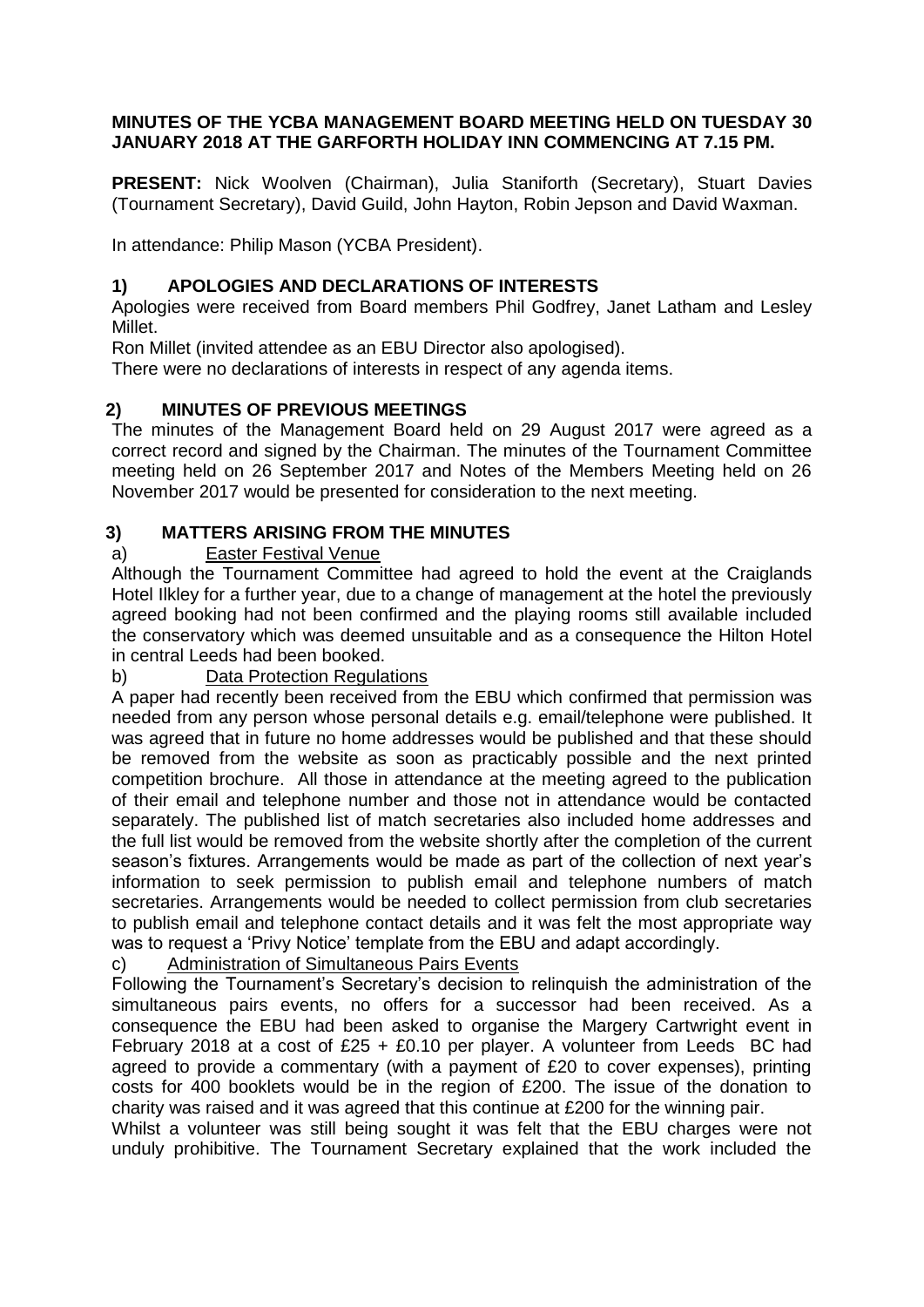**MINUTES OF THE YCBA MANAGEMENT BOARD MEETING HELD ON TUESDAY 30 JANUARY 2018 AT THE GARFORTH HOLIDAY INN COMMENCING AT 7.15 PM.**

**PRESENT:** Nick Woolven (Chairman), Julia Staniforth (Secretary), Stuart Davies (Tournament Secretary), David Guild, John Hayton, Robin Jepson and David Waxman.

In attendance: Philip Mason (YCBA President).

## 1) APOLOGIES AND DECLARATIONS OF INTERESTS

Apologies were received from Board members Phil Godfrey, Janet Latham and Lesley Millet.

Ron Millet (invited attendee as an EBU Director also apologised).

There were no declarations of interests in respect of any agenda items.

## 2) MINUTES OF PREVIOUS MEETINGS

The minutes of the Management Board held on 29 August 2017 were agreed as a correct record and signed by the Chairman. The minutes of the Tournament Committee meeting held on 26 September 2017 and Notes of the Members Meeting held on 26 November 2017 would be presented for consideration to the next meeting.

## 3) MATTERS ARISING FROM THE MINUTES

a) <u>Easter Festival Venue</u>

Although the Tournament Committee had agreed to hold the event at the Craiglands Hotel Ilkley for a further year, due to a change of management at the hotel the previously agreed booking had not been confirmed and the playing rooms still available included the conservatory which was deemed unsuitable and as a consequence the Hilton Hotel in central Leeds had been booked.

b) <u>Data Protection Regulations</u>

A paper had recently been received from the EBU which confirmed that permission was needed from any person whose personal details e.g. email/telephone were published. It was agreed that in future no home addresses would be published and that these should be removed from the website as soon as practicably possible and the next printed competition brochure. All those in attendance at the meeting agreed to the publication of their email and telephone number and those not in attendance would be contacted separately. The published list of match secretaries also included home addresses and the full list would be removed from the website shortly after the completion of the current season's fixtures. Arrangements would be made as part of the collection of next year's information to seek permission to publish email and telephone numbers of match secretaries. Arrangements would be needed to collect permission from club secretaries to publish email and telephone contact details and it was felt the most appropriate way was to request a 'Privy Notice' template from the EBU and adapt accordingly.

c) <u>Administration of Simultaneous Pairs Events</u>

Following the Tournament's Secretary's decision to relinquish the administration of the simultaneous pairs events, no offers for a successor had been received. As a consequence the EBU had been asked to organise the Margery Cartwright event in February 2018 at a cost of £25 + £0.10 per player. A volunteer from Leeds BC had agreed to provide a commentary (with a payment of £20 to cover expenses), printing costs for 400 booklets would be in the region of £200. The issue of the donation to charity was raised and it was agreed that this continue at £200 for the winning pair.

Whilst a volunteer was still being sought it was felt that the EBU charges were not unduly prohibitive. The Tournament Secretary explained that the work included the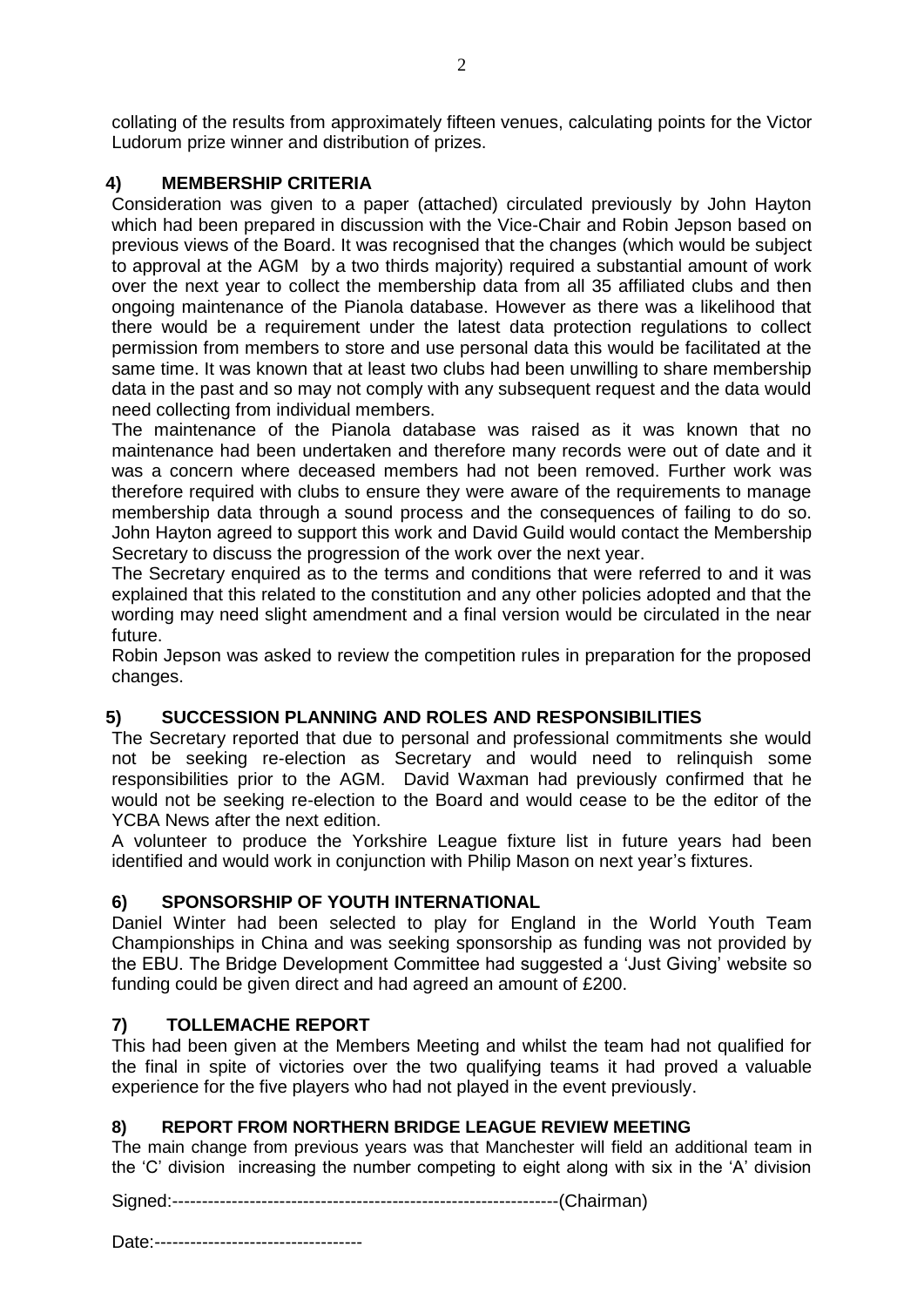collating of the results from approximately fifteen venues, calculating points for the Victor Ludorum prize winner and distribution of prizes.

## 4) MEMBERSHIP CRITERIA

Consideration was given to a paper (attached) circulated previously by John Hayton which had been prepared in discussion with the Vice-Chair and Robin Jepson based on previous views of the Board. It was recognised that the changes (which would be subject to approval at the AGM by a two thirds majority) required a substantial amount of work over the next year to collect the membership data from all 35 affiliated clubs and then ongoing maintenance of the Pianola database. However as there was a likelihood that there would be a requirement under the latest data protection regulations to collect permission from members to store and use personal data this would be facilitated at the same time. It was known that at least two clubs had been unwilling to share membership data in the past and so may not comply with any subsequent request and the data would need collecting from individual members.

The maintenance of the Pianola database was raised as it was known that no maintenance had been undertaken and therefore many records were out of date and it was a concern where deceased members had not been removed. Further work was therefore required with clubs to ensure they were aware of the requirements to manage membership data through a sound process and the consequences of failing to do so. John Hayton agreed to support this work and David Guild would contact the Membership Secretary to discuss the progression of the work over the next year.

The Secretary enquired as to the terms and conditions that were referred to and it was explained that this related to the constitution and any other policies adopted and that the wording may need slight amendment and a final version would be circulated in the near future.

Robin Jepson was asked to review the competition rules in preparation for the proposed changes.

## 5) SUCCESSION PLANNING AND ROLES AND RESPONSIBILITIES

The Secretary reported that due to personal and professional commitments she would not be seeking re-election as Secretary and would need to relinquish some responsibilities prior to the AGM. David Waxman had previously confirmed that he would not be seeking re-election to the Board and would cease to be the editor of the YCBA News after the next edition.

A volunteer to produce the Yorkshire League fixture list in future years had been identified and would work in conjunction with Philip Mason on next year's fixtures.

## 6) SPONSORSHIP OF YOUTH INTERNATIONAL

Daniel Winter had been selected to play for England in the World Youth Team Championships in China and was seeking sponsorship as funding was not provided by the EBU. The Bridge Development Committee had suggested a 'Just Giving' website so funding could be given direct and had agreed an amount of £200.

## 7) TOLLEMACHE REPORT

This had been given at the Members Meeting and whilst the team had not qualified for the final in spite of victories over the two qualifying teams it had proved a valuable experience for the five players who had not played in the event previously.

## 8) REPORT FROM NORTHERN BRIDGE LEAGUE REVIEW MEETING

The main change from previous years was that Manchester will field an additional team in the 'C' division increasing the number competing to eight along with six in the 'A' division

Signed:-----------------------------------------------------------------(Chairman)

Date:-----------------------------------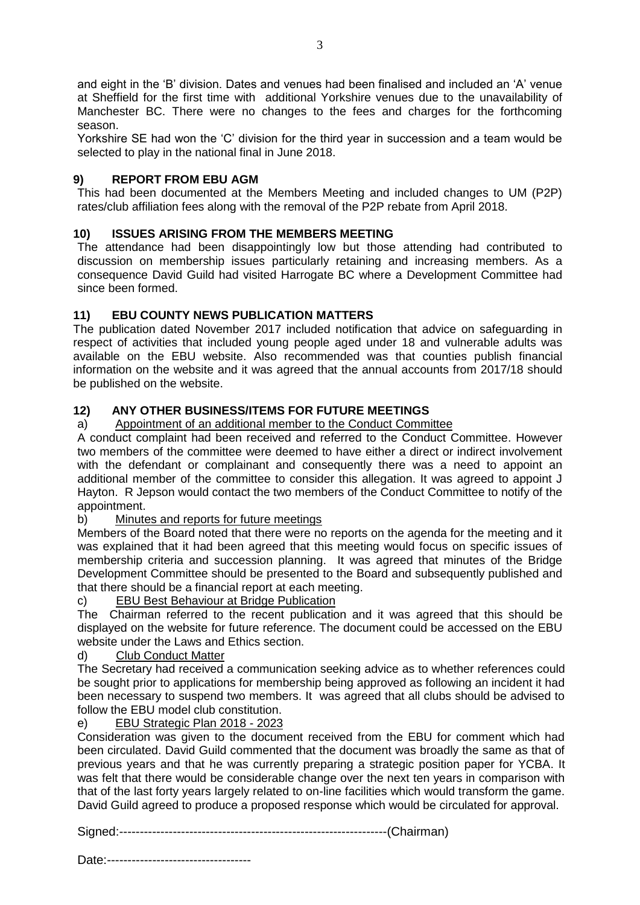and eight in the 'B' division. Dates and venues had been finalised and included an 'A' venue at Sheffield for the first time with additional Yorkshire venues due to the unavailability of Manchester BC. There were no changes to the fees and charges for the forthcoming season.

Yorkshire SE had won the 'C' division for the third year in succession and a team would be selected to play in the national final in June 2018.

## 9) REPORT FROM EBU AGM

This had been documented at the Members Meeting and included changes to UM (P2P) rates/club affiliation fees along with the removal of the P2P rebate from April 2018.

## 10) ISSUES ARISING FROM THE MEMBERS MEETING

The attendance had been disappointingly low but those attending had contributed to discussion on membership issues particularly retaining and increasing members. As a consequence David Guild had visited Harrogate BC where a Development Committee had since been formed.

## 11) EBU COUNTY NEWS PUBLICATION MATTERS

The publication dated November 2017 included notification that advice on safeguarding in respect of activities that included young people aged under 18 and vulnerable adults was available on the EBU website. Also recommended was that counties publish financial information on the website and it was agreed that the annual accounts from 2017/18 should be published on the website.

## 12) ANY OTHER BUSINESS/ITEMS FOR FUTURE MEETINGS

a) Appointment of an additional member to the Conduct Committee

A conduct complaint had been received and referred to the Conduct Committee. However two members of the committee were deemed to have either a direct or indirect involvement with the defendant or complainant and consequently there was a need to appoint an additional member of the committee to consider this allegation. It was agreed to appoint J Hayton. R Jepson would contact the two members of the Conduct Committee to notify of the appointment.

b) Minutes and reports for future meetings

Members of the Board noted that there were no reports on the agenda for the meeting and it was explained that it had been agreed that this meeting would focus on specific issues of membership criteria and succession planning. It was agreed that minutes of the Bridge Development Committee should be presented to the Board and subsequently published and that there should be a financial report at each meeting.

c) EBU Best Behaviour at Bridge Publication

The Chairman referred to the recent publication and it was agreed that this should be displayed on the website for future reference. The document could be accessed on the EBU website under the Laws and Ethics section.

d) Club Conduct Matter

The Secretary had received a communication seeking advice as to whether references could be sought prior to applications for membership being approved as following an incident it had been necessary to suspend two members. It was agreed that all clubs should be advised to follow the EBU model club constitution.

e) EBU Strategic Plan 2018 - 2023

Consideration was given to the document received from the EBU for comment which had been circulated. David Guild commented that the document was broadly the same as that of previous years and that he was currently preparing a strategic position paper for YCBA. It was felt that there would be considerable change over the next ten years in comparison with that of the last forty years largely related to on-line facilities which would transform the game. David Guild agreed to produce a proposed response which would be circulated for approval.

Signed:-----------------------------------------------------------------(Chairman)

Date:-----------------------------------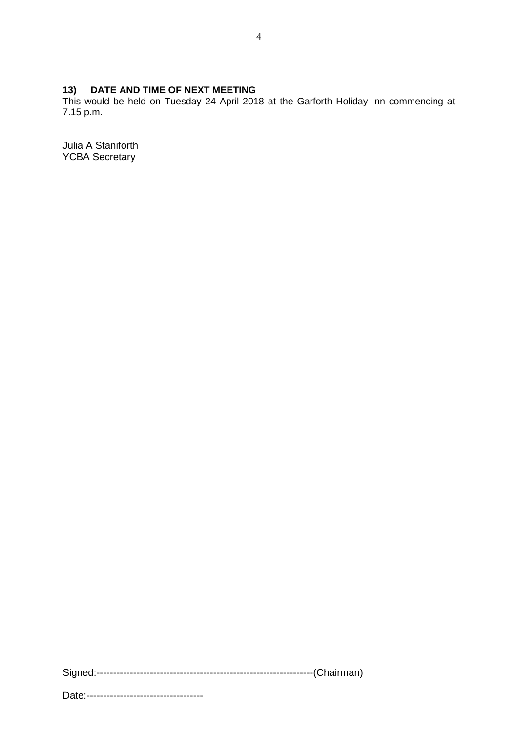**13) DATE AND TIME OF NEXT MEETING**

This would be held on Tuesday 24 April 2018 at the Garforth Holiday Inn commencing at 7.15 p.m.

Julia A Staniforth
YCBA Secretary

Signed:-----------------------------------------------------------------(Chairman)

Date:-----------------------------------